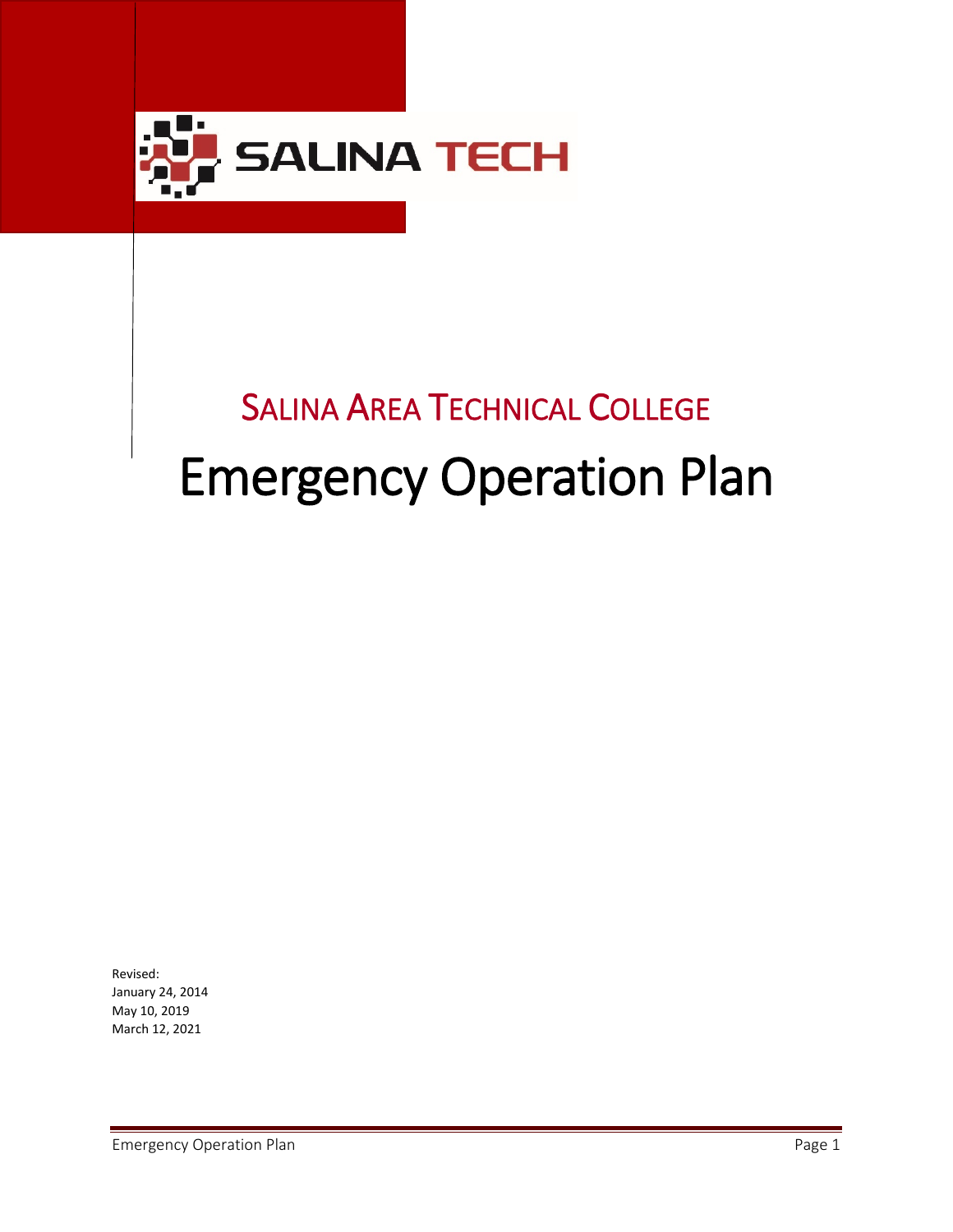SALINA TECH

# SALINA AREA TECHNICAL COLLEGE

# Emergency Operation Plan

Revised:
January 24, 2014
May 10, 2019
March 12, 2021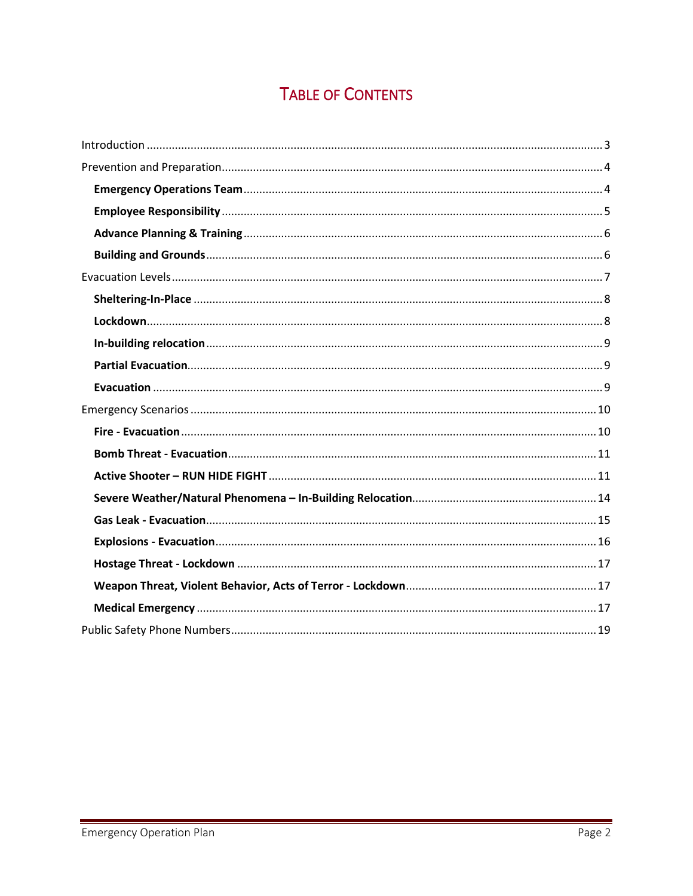# Table of Contents

Introduction ............ 3

Prevention and Preparation ............ 4

- **Emergency Operations Team** ............ 4
- **Employee Responsibility** ............ 5
- **Advance Planning & Training** ............ 6
- **Building and Grounds** ............ 6

Evacuation Levels ............ 7

- **Sheltering-In-Place** ............ 8
- **Lockdown** ............ 8
- **In-building relocation** ............ 9
- **Partial Evacuation** ............ 9
- **Evacuation** ............ 9

Emergency Scenarios ............ 10

- **Fire - Evacuation** ............ 10
- **Bomb Threat - Evacuation** ............ 11
- **Active Shooter – RUN HIDE FIGHT** ............ 11
- **Severe Weather/Natural Phenomena – In-Building Relocation** ............ 14
- **Gas Leak - Evacuation** ............ 15
- **Explosions - Evacuation** ............ 16
- **Hostage Threat - Lockdown** ............ 17
- **Weapon Threat, Violent Behavior, Acts of Terror - Lockdown** ............ 17
- **Medical Emergency** ............ 17

Public Safety Phone Numbers ............ 19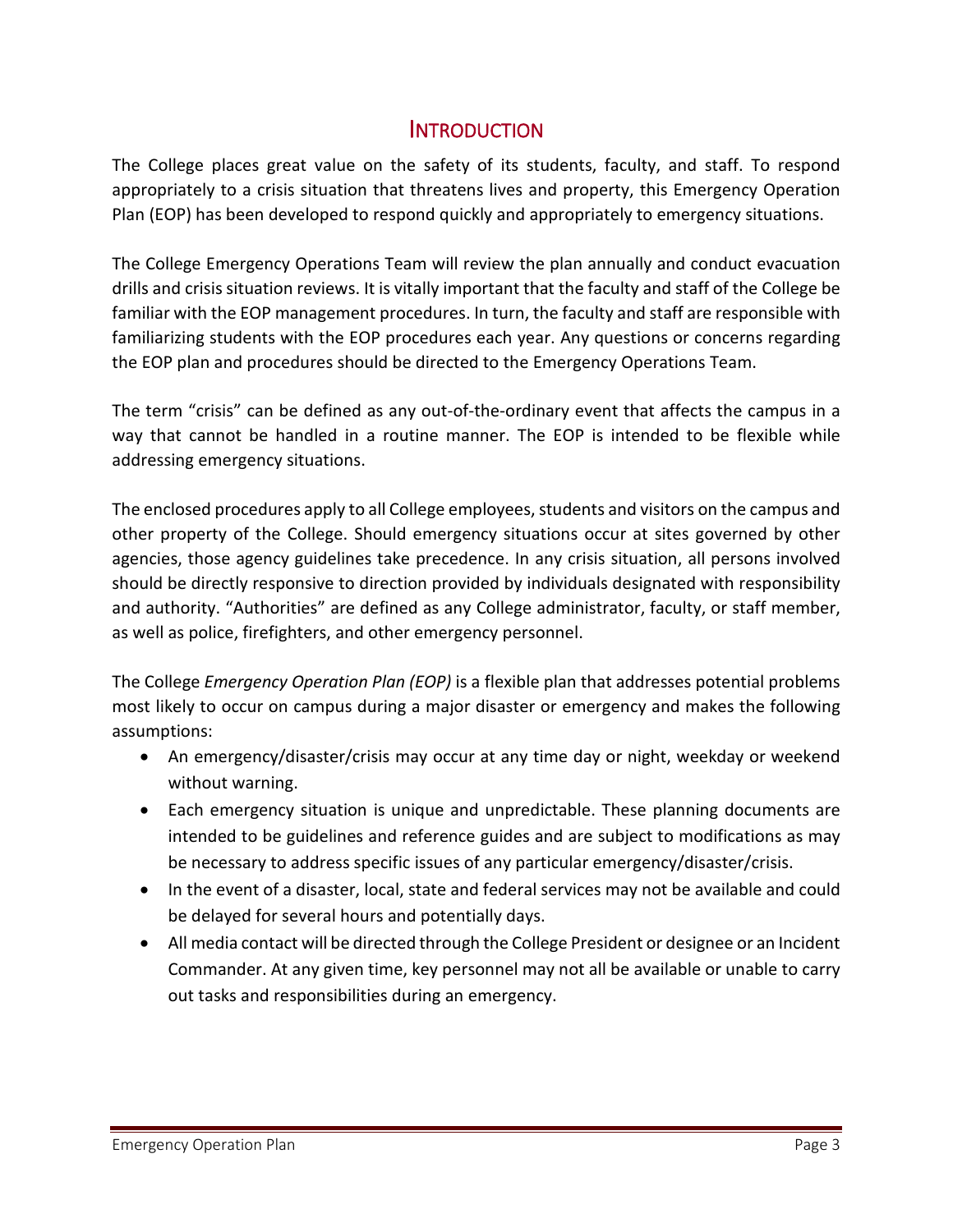# Introduction

The College places great value on the safety of its students, faculty, and staff. To respond appropriately to a crisis situation that threatens lives and property, this Emergency Operation Plan (EOP) has been developed to respond quickly and appropriately to emergency situations.

The College Emergency Operations Team will review the plan annually and conduct evacuation drills and crisis situation reviews. It is vitally important that the faculty and staff of the College be familiar with the EOP management procedures. In turn, the faculty and staff are responsible with familiarizing students with the EOP procedures each year. Any questions or concerns regarding the EOP plan and procedures should be directed to the Emergency Operations Team.

The term "crisis" can be defined as any out-of-the-ordinary event that affects the campus in a way that cannot be handled in a routine manner. The EOP is intended to be flexible while addressing emergency situations.

The enclosed procedures apply to all College employees, students and visitors on the campus and other property of the College. Should emergency situations occur at sites governed by other agencies, those agency guidelines take precedence. In any crisis situation, all persons involved should be directly responsive to direction provided by individuals designated with responsibility and authority. "Authorities" are defined as any College administrator, faculty, or staff member, as well as police, firefighters, and other emergency personnel.

The College *Emergency Operation Plan (EOP)* is a flexible plan that addresses potential problems most likely to occur on campus during a major disaster or emergency and makes the following assumptions:

- An emergency/disaster/crisis may occur at any time day or night, weekday or weekend without warning.
- Each emergency situation is unique and unpredictable. These planning documents are intended to be guidelines and reference guides and are subject to modifications as may be necessary to address specific issues of any particular emergency/disaster/crisis.
- In the event of a disaster, local, state and federal services may not be available and could be delayed for several hours and potentially days.
- All media contact will be directed through the College President or designee or an Incident Commander. At any given time, key personnel may not all be available or unable to carry out tasks and responsibilities during an emergency.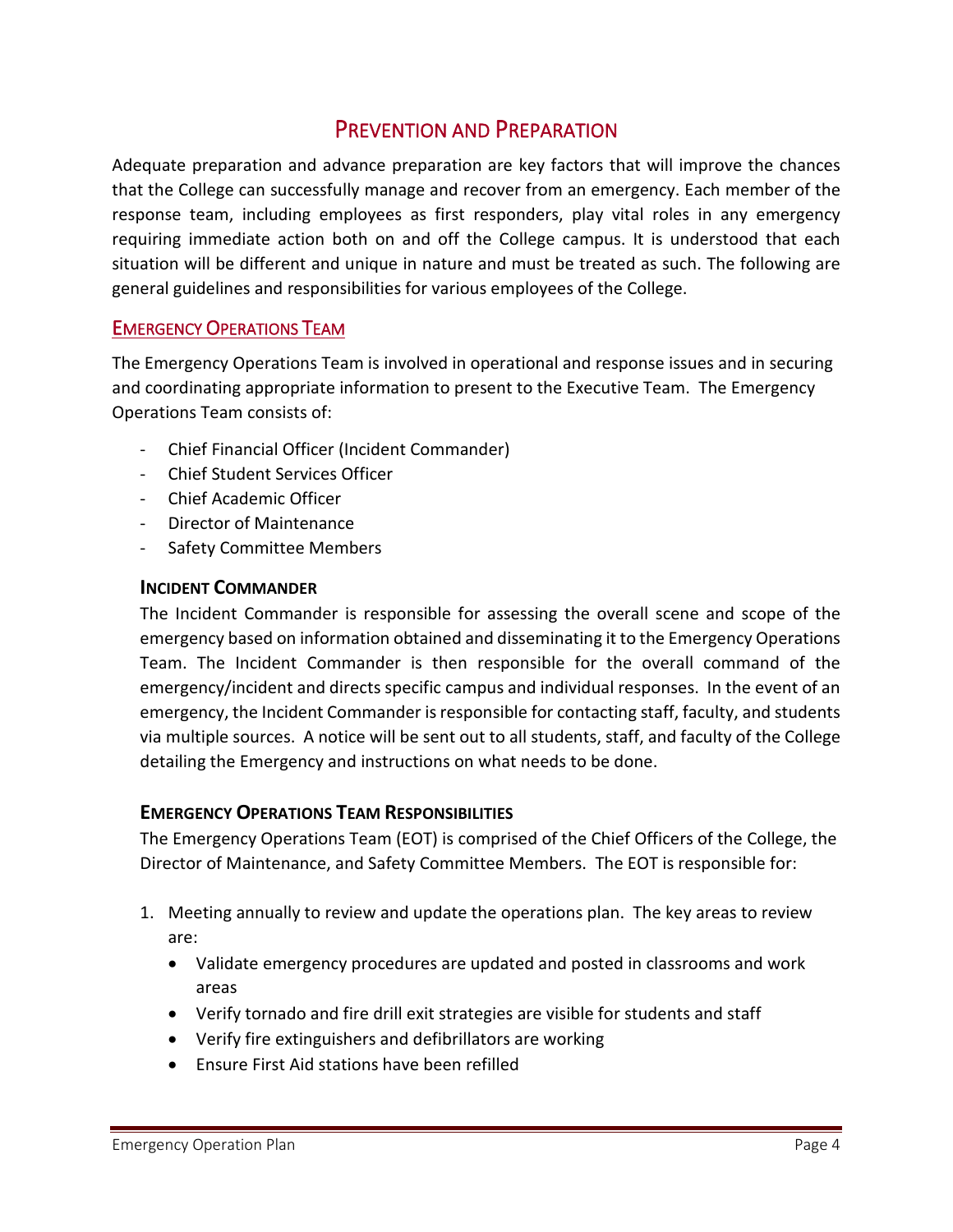# Prevention and Preparation

Adequate preparation and advance preparation are key factors that will improve the chances that the College can successfully manage and recover from an emergency. Each member of the response team, including employees as first responders, play vital roles in any emergency requiring immediate action both on and off the College campus. It is understood that each situation will be different and unique in nature and must be treated as such. The following are general guidelines and responsibilities for various employees of the College.

## Emergency Operations Team

The Emergency Operations Team is involved in operational and response issues and in securing and coordinating appropriate information to present to the Executive Team. The Emergency Operations Team consists of:

- Chief Financial Officer (Incident Commander)
- Chief Student Services Officer
- Chief Academic Officer
- Director of Maintenance
- Safety Committee Members

### Incident Commander

The Incident Commander is responsible for assessing the overall scene and scope of the emergency based on information obtained and disseminating it to the Emergency Operations Team. The Incident Commander is then responsible for the overall command of the emergency/incident and directs specific campus and individual responses. In the event of an emergency, the Incident Commander is responsible for contacting staff, faculty, and students via multiple sources. A notice will be sent out to all students, staff, and faculty of the College detailing the Emergency and instructions on what needs to be done.

### Emergency Operations Team Responsibilities

The Emergency Operations Team (EOT) is comprised of the Chief Officers of the College, the Director of Maintenance, and Safety Committee Members. The EOT is responsible for:

1. Meeting annually to review and update the operations plan. The key areas to review are:
   - Validate emergency procedures are updated and posted in classrooms and work areas
   - Verify tornado and fire drill exit strategies are visible for students and staff
   - Verify fire extinguishers and defibrillators are working
   - Ensure First Aid stations have been refilled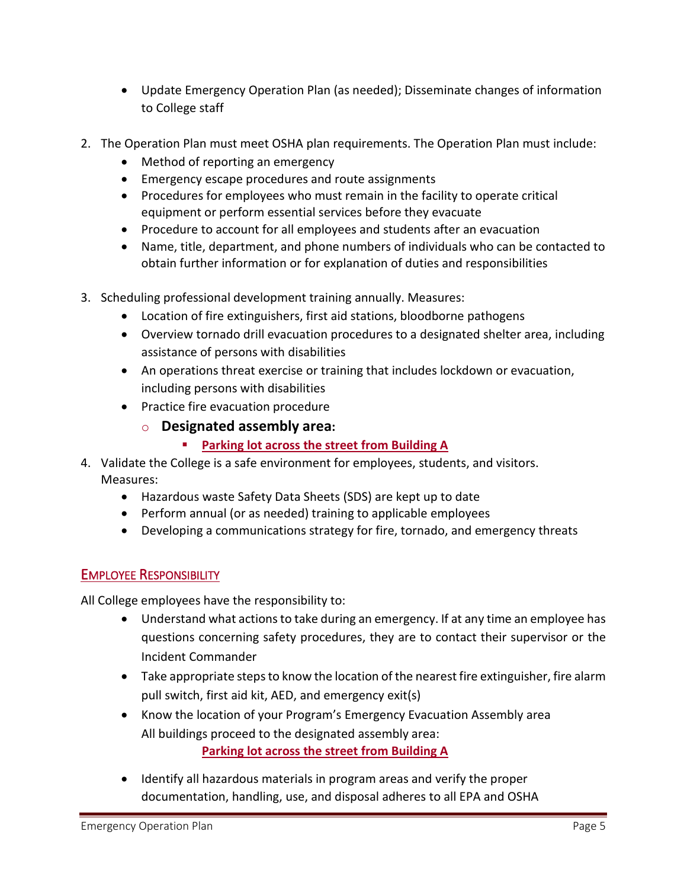- Update Emergency Operation Plan (as needed); Disseminate changes of information to College staff

2. The Operation Plan must meet OSHA plan requirements. The Operation Plan must include:
   - Method of reporting an emergency
   - Emergency escape procedures and route assignments
   - Procedures for employees who must remain in the facility to operate critical equipment or perform essential services before they evacuate
   - Procedure to account for all employees and students after an evacuation
   - Name, title, department, and phone numbers of individuals who can be contacted to obtain further information or for explanation of duties and responsibilities

3. Scheduling professional development training annually. Measures:
   - Location of fire extinguishers, first aid stations, bloodborne pathogens
   - Overview tornado drill evacuation procedures to a designated shelter area, including assistance of persons with disabilities
   - An operations threat exercise or training that includes lockdown or evacuation, including persons with disabilities
   - Practice fire evacuation procedure
     - **Designated assembly area:**
       - **Parking lot across the street from Building A**

4. Validate the College is a safe environment for employees, students, and visitors. Measures:
   - Hazardous waste Safety Data Sheets (SDS) are kept up to date
   - Perform annual (or as needed) training to applicable employees
   - Developing a communications strategy for fire, tornado, and emergency threats

## Employee Responsibility

All College employees have the responsibility to:

- Understand what actions to take during an emergency. If at any time an employee has questions concerning safety procedures, they are to contact their supervisor or the Incident Commander
- Take appropriate steps to know the location of the nearest fire extinguisher, fire alarm pull switch, first aid kit, AED, and emergency exit(s)
- Know the location of your Program's Emergency Evacuation Assembly area
  All buildings proceed to the designated assembly area:
  **Parking lot across the street from Building A**
- Identify all hazardous materials in program areas and verify the proper documentation, handling, use, and disposal adheres to all EPA and OSHA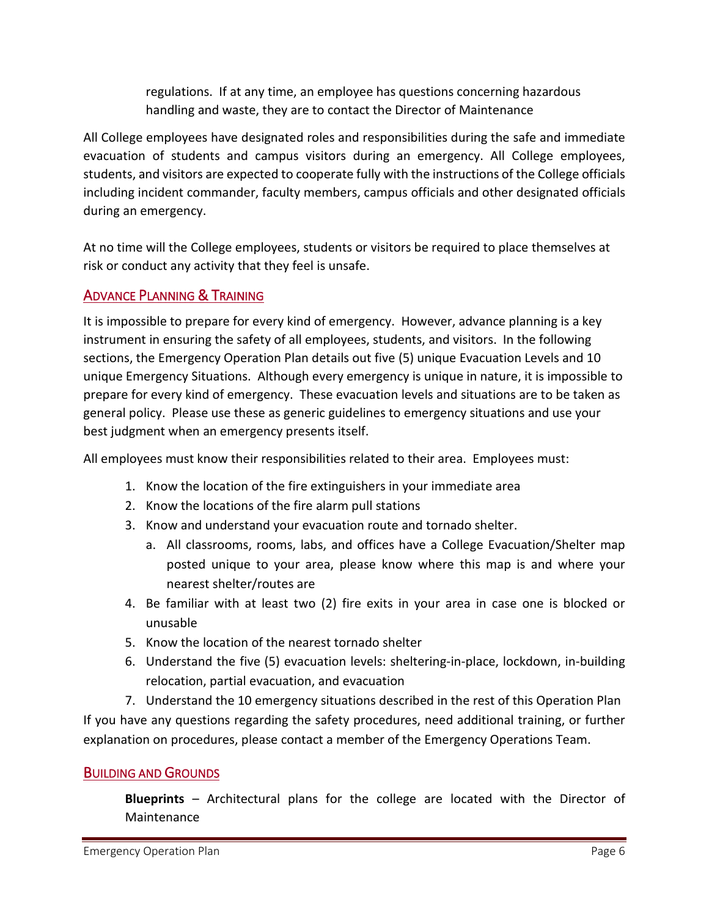regulations. If at any time, an employee has questions concerning hazardous handling and waste, they are to contact the Director of Maintenance

All College employees have designated roles and responsibilities during the safe and immediate evacuation of students and campus visitors during an emergency. All College employees, students, and visitors are expected to cooperate fully with the instructions of the College officials including incident commander, faculty members, campus officials and other designated officials during an emergency.

At no time will the College employees, students or visitors be required to place themselves at risk or conduct any activity that they feel is unsafe.

## Advance Planning & Training

It is impossible to prepare for every kind of emergency. However, advance planning is a key instrument in ensuring the safety of all employees, students, and visitors. In the following sections, the Emergency Operation Plan details out five (5) unique Evacuation Levels and 10 unique Emergency Situations. Although every emergency is unique in nature, it is impossible to prepare for every kind of emergency. These evacuation levels and situations are to be taken as general policy. Please use these as generic guidelines to emergency situations and use your best judgment when an emergency presents itself.

All employees must know their responsibilities related to their area. Employees must:

1. Know the location of the fire extinguishers in your immediate area
2. Know the locations of the fire alarm pull stations
3. Know and understand your evacuation route and tornado shelter.
   a. All classrooms, rooms, labs, and offices have a College Evacuation/Shelter map posted unique to your area, please know where this map is and where your nearest shelter/routes are
4. Be familiar with at least two (2) fire exits in your area in case one is blocked or unusable
5. Know the location of the nearest tornado shelter
6. Understand the five (5) evacuation levels: sheltering-in-place, lockdown, in-building relocation, partial evacuation, and evacuation
7. Understand the 10 emergency situations described in the rest of this Operation Plan

If you have any questions regarding the safety procedures, need additional training, or further explanation on procedures, please contact a member of the Emergency Operations Team.

## Building and Grounds

**Blueprints** – Architectural plans for the college are located with the Director of Maintenance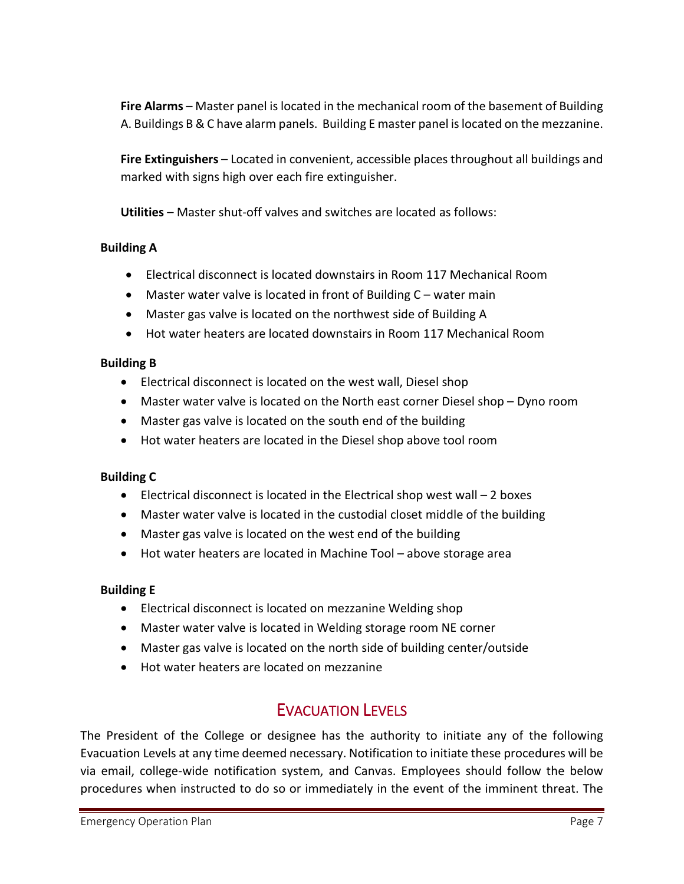**Fire Alarms** – Master panel is located in the mechanical room of the basement of Building A. Buildings B & C have alarm panels. Building E master panel is located on the mezzanine.

**Fire Extinguishers** – Located in convenient, accessible places throughout all buildings and marked with signs high over each fire extinguisher.

**Utilities** – Master shut-off valves and switches are located as follows:

**Building A**

- Electrical disconnect is located downstairs in Room 117 Mechanical Room
- Master water valve is located in front of Building C – water main
- Master gas valve is located on the northwest side of Building A
- Hot water heaters are located downstairs in Room 117 Mechanical Room

**Building B**

- Electrical disconnect is located on the west wall, Diesel shop
- Master water valve is located on the North east corner Diesel shop – Dyno room
- Master gas valve is located on the south end of the building
- Hot water heaters are located in the Diesel shop above tool room

**Building C**

- Electrical disconnect is located in the Electrical shop west wall – 2 boxes
- Master water valve is located in the custodial closet middle of the building
- Master gas valve is located on the west end of the building
- Hot water heaters are located in Machine Tool – above storage area

**Building E**

- Electrical disconnect is located on mezzanine Welding shop
- Master water valve is located in Welding storage room NE corner
- Master gas valve is located on the north side of building center/outside
- Hot water heaters are located on mezzanine

## EVACUATION LEVELS

The President of the College or designee has the authority to initiate any of the following Evacuation Levels at any time deemed necessary. Notification to initiate these procedures will be via email, college-wide notification system, and Canvas. Employees should follow the below procedures when instructed to do so or immediately in the event of the imminent threat. The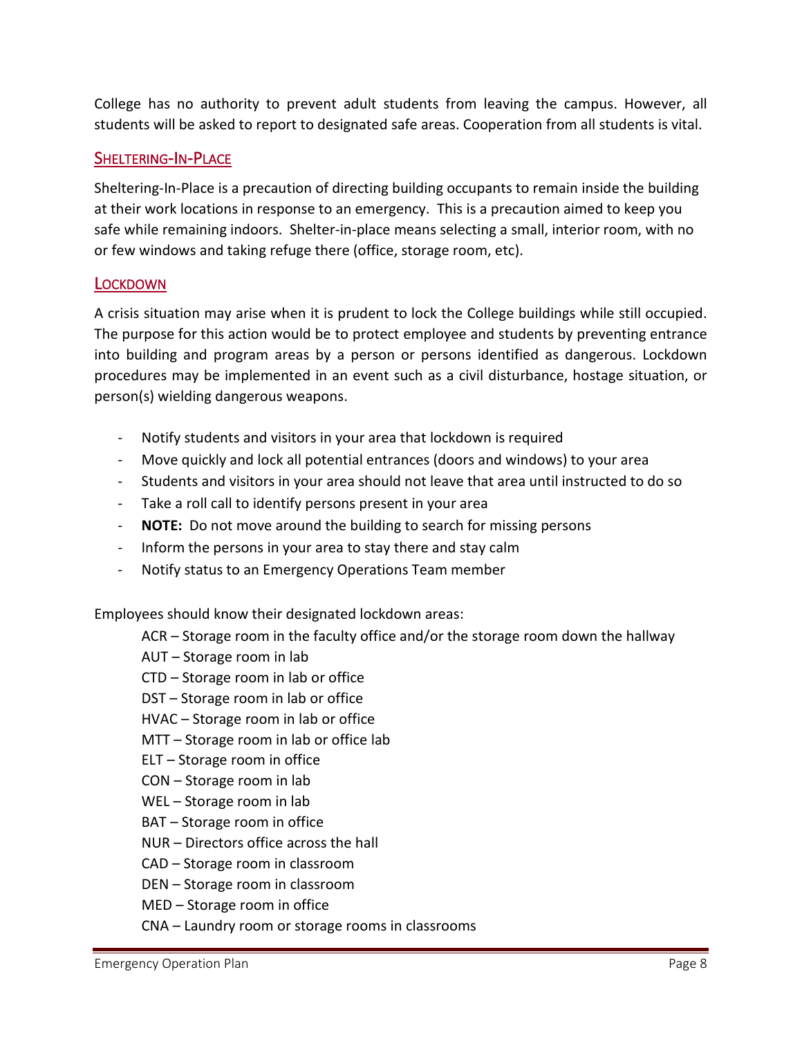College has no authority to prevent adult students from leaving the campus. However, all students will be asked to report to designated safe areas. Cooperation from all students is vital.

## Sheltering-In-Place

Sheltering-In-Place is a precaution of directing building occupants to remain inside the building at their work locations in response to an emergency. This is a precaution aimed to keep you safe while remaining indoors. Shelter-in-place means selecting a small, interior room, with no or few windows and taking refuge there (office, storage room, etc).

## Lockdown

A crisis situation may arise when it is prudent to lock the College buildings while still occupied. The purpose for this action would be to protect employee and students by preventing entrance into building and program areas by a person or persons identified as dangerous. Lockdown procedures may be implemented in an event such as a civil disturbance, hostage situation, or person(s) wielding dangerous weapons.

- Notify students and visitors in your area that lockdown is required
- Move quickly and lock all potential entrances (doors and windows) to your area
- Students and visitors in your area should not leave that area until instructed to do so
- Take a roll call to identify persons present in your area
- **NOTE:** Do not move around the building to search for missing persons
- Inform the persons in your area to stay there and stay calm
- Notify status to an Emergency Operations Team member

Employees should know their designated lockdown areas:

ACR – Storage room in the faculty office and/or the storage room down the hallway
AUT – Storage room in lab
CTD – Storage room in lab or office
DST – Storage room in lab or office
HVAC – Storage room in lab or office
MTT – Storage room in lab or office lab
ELT – Storage room in office
CON – Storage room in lab
WEL – Storage room in lab
BAT – Storage room in office
NUR – Directors office across the hall
CAD – Storage room in classroom
DEN – Storage room in classroom
MED – Storage room in office
CNA – Laundry room or storage rooms in classrooms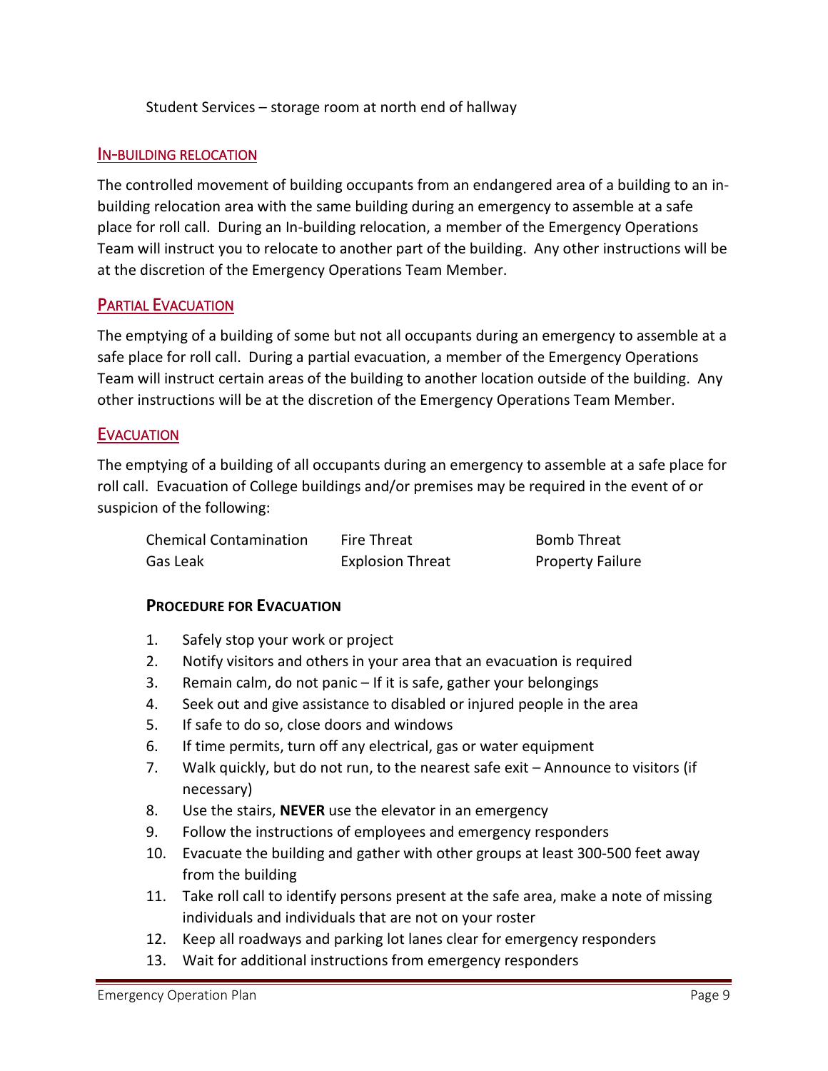Student Services – storage room at north end of hallway

## In-building Relocation

The controlled movement of building occupants from an endangered area of a building to an in-building relocation area with the same building during an emergency to assemble at a safe place for roll call. During an In-building relocation, a member of the Emergency Operations Team will instruct you to relocate to another part of the building. Any other instructions will be at the discretion of the Emergency Operations Team Member.

## Partial Evacuation

The emptying of a building of some but not all occupants during an emergency to assemble at a safe place for roll call. During a partial evacuation, a member of the Emergency Operations Team will instruct certain areas of the building to another location outside of the building. Any other instructions will be at the discretion of the Emergency Operations Team Member.

## Evacuation

The emptying of a building of all occupants during an emergency to assemble at a safe place for roll call. Evacuation of College buildings and/or premises may be required in the event of or suspicion of the following:

| | | |
|---|---|---|
| Chemical Contamination | Fire Threat | Bomb Threat |
| Gas Leak | Explosion Threat | Property Failure |

### Procedure for Evacuation

1. Safely stop your work or project
2. Notify visitors and others in your area that an evacuation is required
3. Remain calm, do not panic – If it is safe, gather your belongings
4. Seek out and give assistance to disabled or injured people in the area
5. If safe to do so, close doors and windows
6. If time permits, turn off any electrical, gas or water equipment
7. Walk quickly, but do not run, to the nearest safe exit – Announce to visitors (if necessary)
8. Use the stairs, **NEVER** use the elevator in an emergency
9. Follow the instructions of employees and emergency responders
10. Evacuate the building and gather with other groups at least 300-500 feet away from the building
11. Take roll call to identify persons present at the safe area, make a note of missing individuals and individuals that are not on your roster
12. Keep all roadways and parking lot lanes clear for emergency responders
13. Wait for additional instructions from emergency responders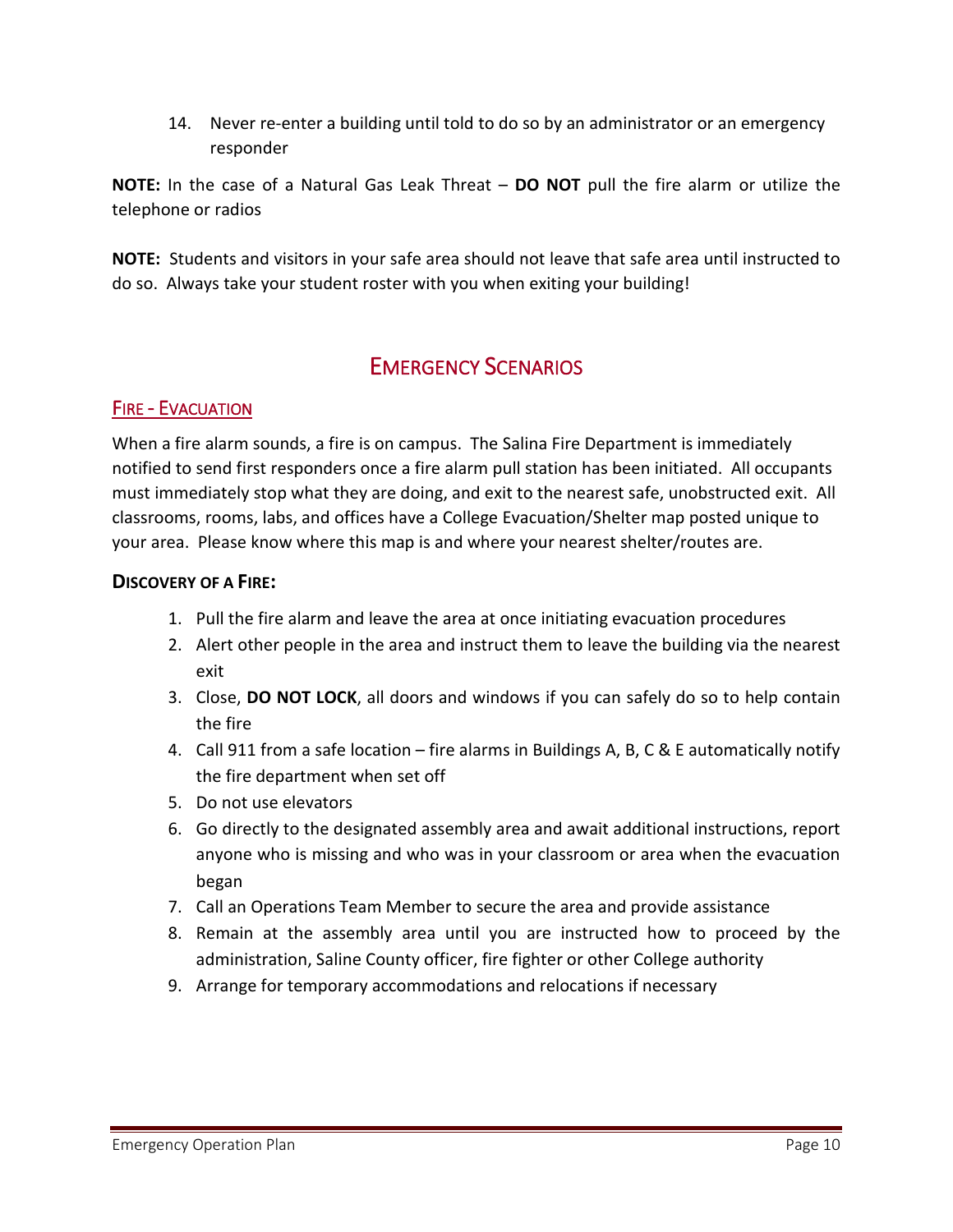14. Never re-enter a building until told to do so by an administrator or an emergency responder

**NOTE:** In the case of a Natural Gas Leak Threat – **DO NOT** pull the fire alarm or utilize the telephone or radios

**NOTE:** Students and visitors in your safe area should not leave that safe area until instructed to do so. Always take your student roster with you when exiting your building!

# EMERGENCY SCENARIOS

## FIRE - EVACUATION

When a fire alarm sounds, a fire is on campus. The Salina Fire Department is immediately notified to send first responders once a fire alarm pull station has been initiated. All occupants must immediately stop what they are doing, and exit to the nearest safe, unobstructed exit. All classrooms, rooms, labs, and offices have a College Evacuation/Shelter map posted unique to your area. Please know where this map is and where your nearest shelter/routes are.

### DISCOVERY OF A FIRE:

1. Pull the fire alarm and leave the area at once initiating evacuation procedures
2. Alert other people in the area and instruct them to leave the building via the nearest exit
3. Close, **DO NOT LOCK**, all doors and windows if you can safely do so to help contain the fire
4. Call 911 from a safe location – fire alarms in Buildings A, B, C & E automatically notify the fire department when set off
5. Do not use elevators
6. Go directly to the designated assembly area and await additional instructions, report anyone who is missing and who was in your classroom or area when the evacuation began
7. Call an Operations Team Member to secure the area and provide assistance
8. Remain at the assembly area until you are instructed how to proceed by the administration, Saline County officer, fire fighter or other College authority
9. Arrange for temporary accommodations and relocations if necessary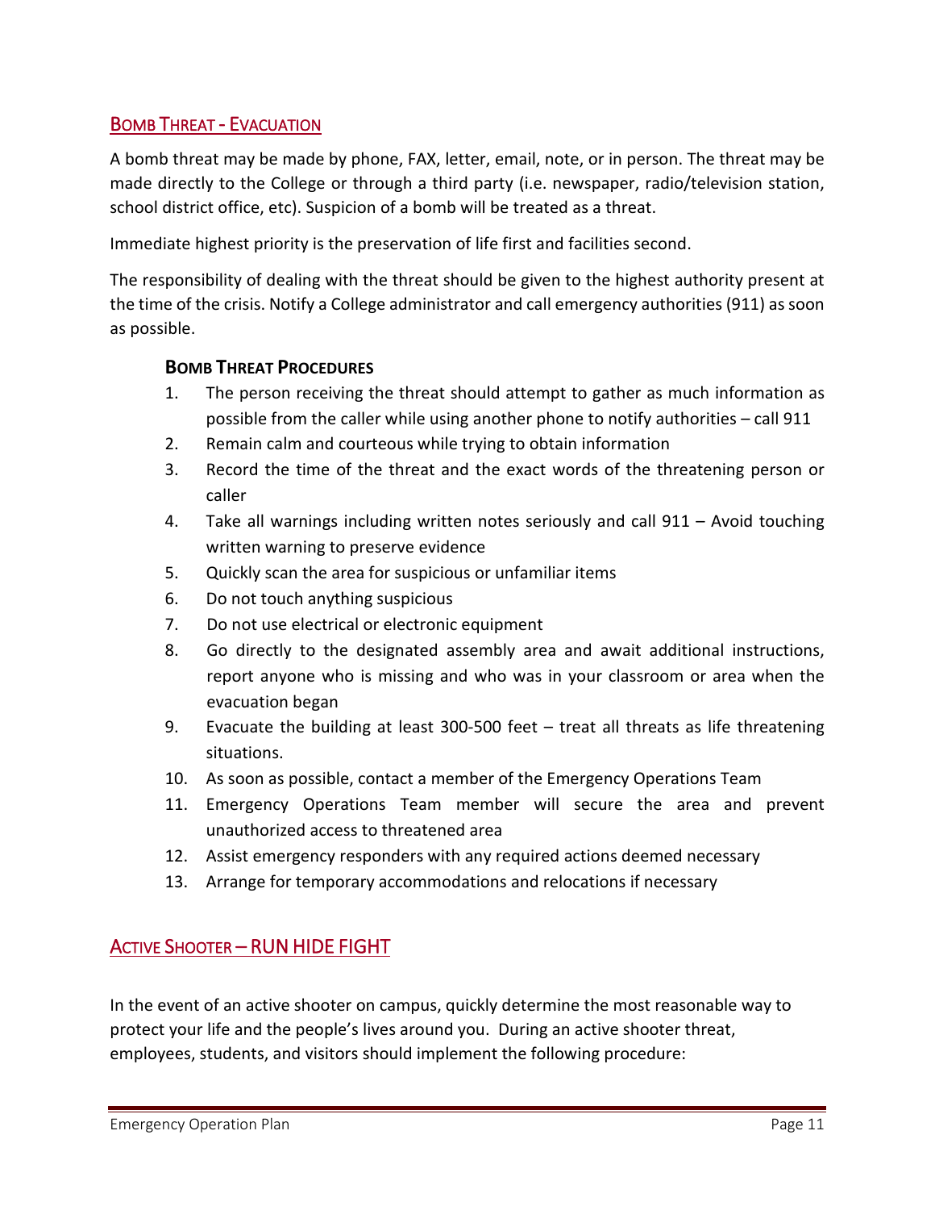## Bomb Threat - Evacuation

A bomb threat may be made by phone, FAX, letter, email, note, or in person. The threat may be made directly to the College or through a third party (i.e. newspaper, radio/television station, school district office, etc). Suspicion of a bomb will be treated as a threat.

Immediate highest priority is the preservation of life first and facilities second.

The responsibility of dealing with the threat should be given to the highest authority present at the time of the crisis. Notify a College administrator and call emergency authorities (911) as soon as possible.

### Bomb Threat Procedures

1. The person receiving the threat should attempt to gather as much information as possible from the caller while using another phone to notify authorities – call 911
2. Remain calm and courteous while trying to obtain information
3. Record the time of the threat and the exact words of the threatening person or caller
4. Take all warnings including written notes seriously and call 911 – Avoid touching written warning to preserve evidence
5. Quickly scan the area for suspicious or unfamiliar items
6. Do not touch anything suspicious
7. Do not use electrical or electronic equipment
8. Go directly to the designated assembly area and await additional instructions, report anyone who is missing and who was in your classroom or area when the evacuation began
9. Evacuate the building at least 300-500 feet – treat all threats as life threatening situations.
10. As soon as possible, contact a member of the Emergency Operations Team
11. Emergency Operations Team member will secure the area and prevent unauthorized access to threatened area
12. Assist emergency responders with any required actions deemed necessary
13. Arrange for temporary accommodations and relocations if necessary

## Active Shooter – RUN HIDE FIGHT

In the event of an active shooter on campus, quickly determine the most reasonable way to protect your life and the people's lives around you. During an active shooter threat, employees, students, and visitors should implement the following procedure: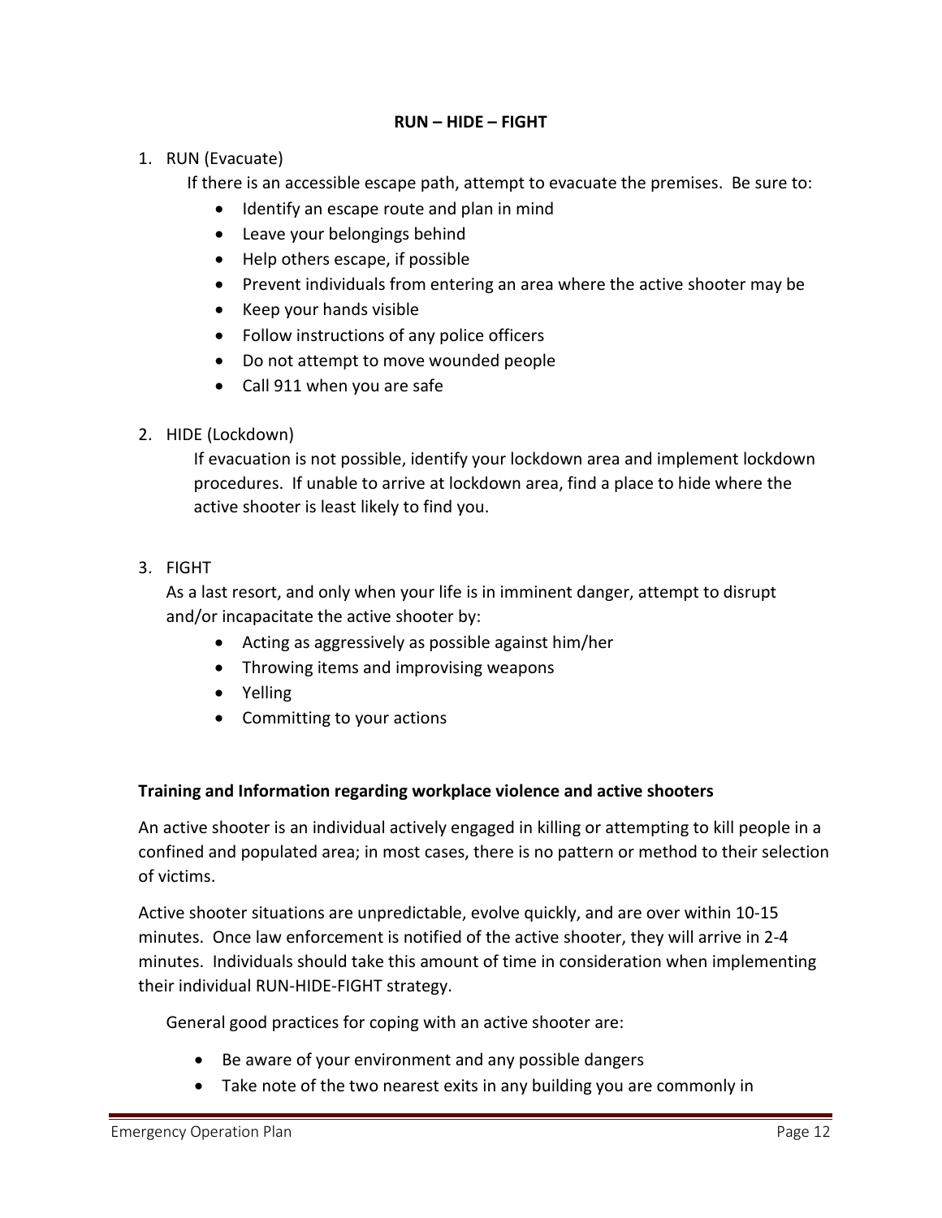## RUN – HIDE – FIGHT

1. RUN (Evacuate)

   If there is an accessible escape path, attempt to evacuate the premises. Be sure to:

   - Identify an escape route and plan in mind
   - Leave your belongings behind
   - Help others escape, if possible
   - Prevent individuals from entering an area where the active shooter may be
   - Keep your hands visible
   - Follow instructions of any police officers
   - Do not attempt to move wounded people
   - Call 911 when you are safe

2. HIDE (Lockdown)

   If evacuation is not possible, identify your lockdown area and implement lockdown procedures. If unable to arrive at lockdown area, find a place to hide where the active shooter is least likely to find you.

3. FIGHT

   As a last resort, and only when your life is in imminent danger, attempt to disrupt and/or incapacitate the active shooter by:

   - Acting as aggressively as possible against him/her
   - Throwing items and improvising weapons
   - Yelling
   - Committing to your actions

### Training and Information regarding workplace violence and active shooters

An active shooter is an individual actively engaged in killing or attempting to kill people in a confined and populated area; in most cases, there is no pattern or method to their selection of victims.

Active shooter situations are unpredictable, evolve quickly, and are over within 10-15 minutes. Once law enforcement is notified of the active shooter, they will arrive in 2-4 minutes. Individuals should take this amount of time in consideration when implementing their individual RUN-HIDE-FIGHT strategy.

General good practices for coping with an active shooter are:

- Be aware of your environment and any possible dangers
- Take note of the two nearest exits in any building you are commonly in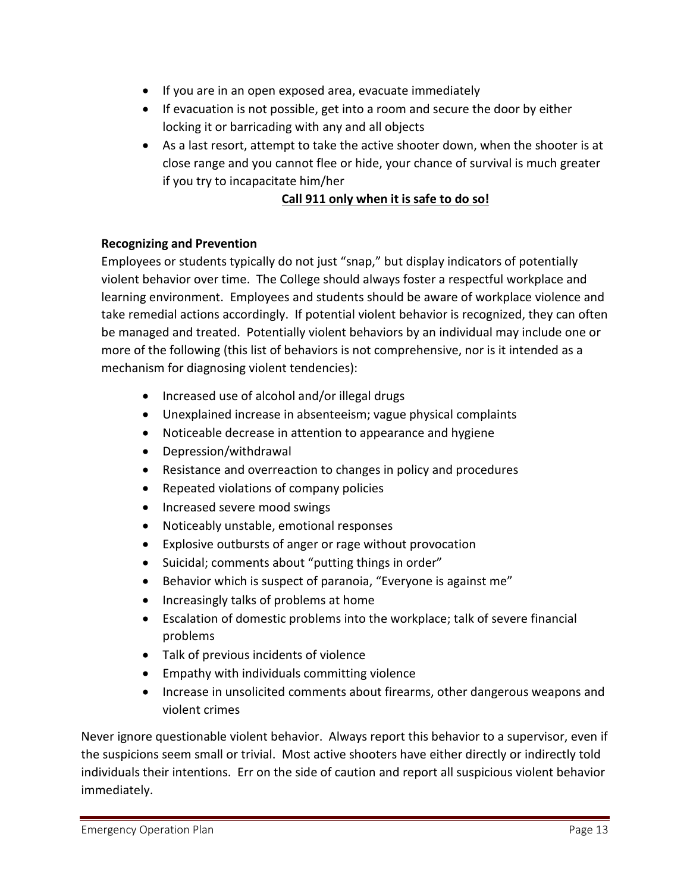- If you are in an open exposed area, evacuate immediately
- If evacuation is not possible, get into a room and secure the door by either locking it or barricading with any and all objects
- As a last resort, attempt to take the active shooter down, when the shooter is at close range and you cannot flee or hide, your chance of survival is much greater if you try to incapacitate him/her

**Call 911 only when it is safe to do so!**

**Recognizing and Prevention**

Employees or students typically do not just "snap," but display indicators of potentially violent behavior over time. The College should always foster a respectful workplace and learning environment. Employees and students should be aware of workplace violence and take remedial actions accordingly. If potential violent behavior is recognized, they can often be managed and treated. Potentially violent behaviors by an individual may include one or more of the following (this list of behaviors is not comprehensive, nor is it intended as a mechanism for diagnosing violent tendencies):

- Increased use of alcohol and/or illegal drugs
- Unexplained increase in absenteeism; vague physical complaints
- Noticeable decrease in attention to appearance and hygiene
- Depression/withdrawal
- Resistance and overreaction to changes in policy and procedures
- Repeated violations of company policies
- Increased severe mood swings
- Noticeably unstable, emotional responses
- Explosive outbursts of anger or rage without provocation
- Suicidal; comments about "putting things in order"
- Behavior which is suspect of paranoia, "Everyone is against me"
- Increasingly talks of problems at home
- Escalation of domestic problems into the workplace; talk of severe financial problems
- Talk of previous incidents of violence
- Empathy with individuals committing violence
- Increase in unsolicited comments about firearms, other dangerous weapons and violent crimes

Never ignore questionable violent behavior. Always report this behavior to a supervisor, even if the suspicions seem small or trivial. Most active shooters have either directly or indirectly told individuals their intentions. Err on the side of caution and report all suspicious violent behavior immediately.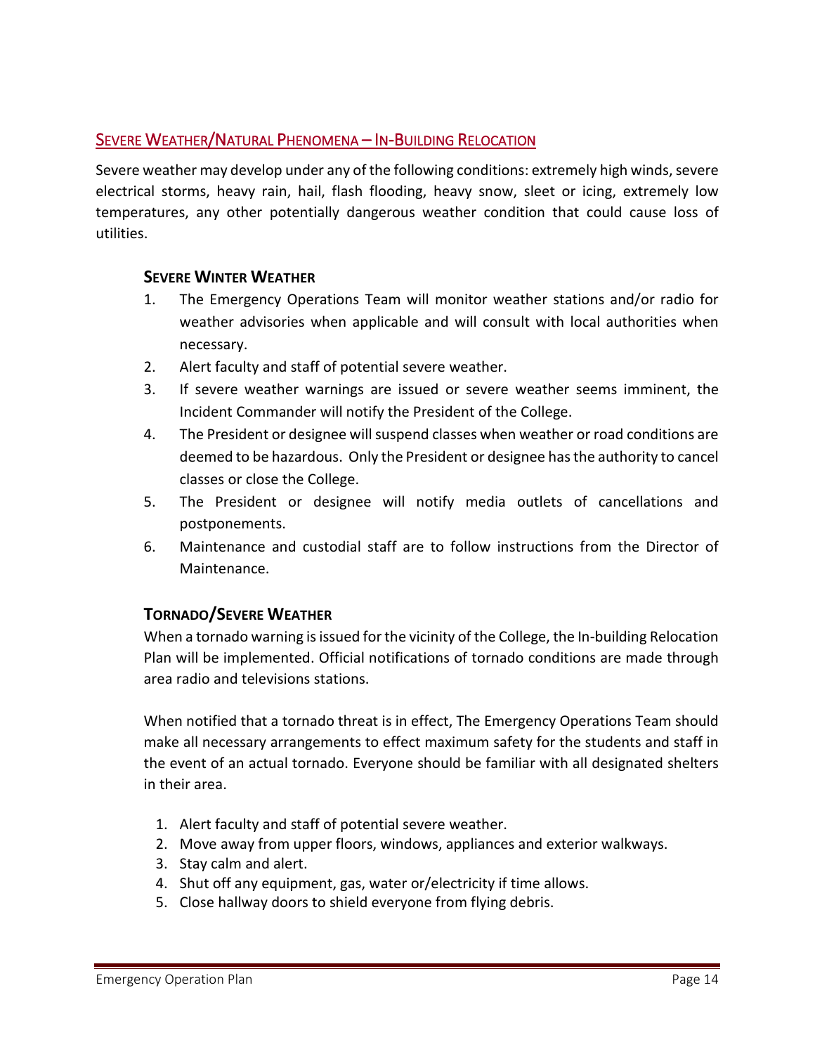## Severe Weather/Natural Phenomena – In-Building Relocation

Severe weather may develop under any of the following conditions: extremely high winds, severe electrical storms, heavy rain, hail, flash flooding, heavy snow, sleet or icing, extremely low temperatures, any other potentially dangerous weather condition that could cause loss of utilities.

### Severe Winter Weather

1. The Emergency Operations Team will monitor weather stations and/or radio for weather advisories when applicable and will consult with local authorities when necessary.
2. Alert faculty and staff of potential severe weather.
3. If severe weather warnings are issued or severe weather seems imminent, the Incident Commander will notify the President of the College.
4. The President or designee will suspend classes when weather or road conditions are deemed to be hazardous. Only the President or designee has the authority to cancel classes or close the College.
5. The President or designee will notify media outlets of cancellations and postponements.
6. Maintenance and custodial staff are to follow instructions from the Director of Maintenance.

### Tornado/Severe Weather

When a tornado warning is issued for the vicinity of the College, the In-building Relocation Plan will be implemented. Official notifications of tornado conditions are made through area radio and televisions stations.

When notified that a tornado threat is in effect, The Emergency Operations Team should make all necessary arrangements to effect maximum safety for the students and staff in the event of an actual tornado. Everyone should be familiar with all designated shelters in their area.

1. Alert faculty and staff of potential severe weather.
2. Move away from upper floors, windows, appliances and exterior walkways.
3. Stay calm and alert.
4. Shut off any equipment, gas, water or/electricity if time allows.
5. Close hallway doors to shield everyone from flying debris.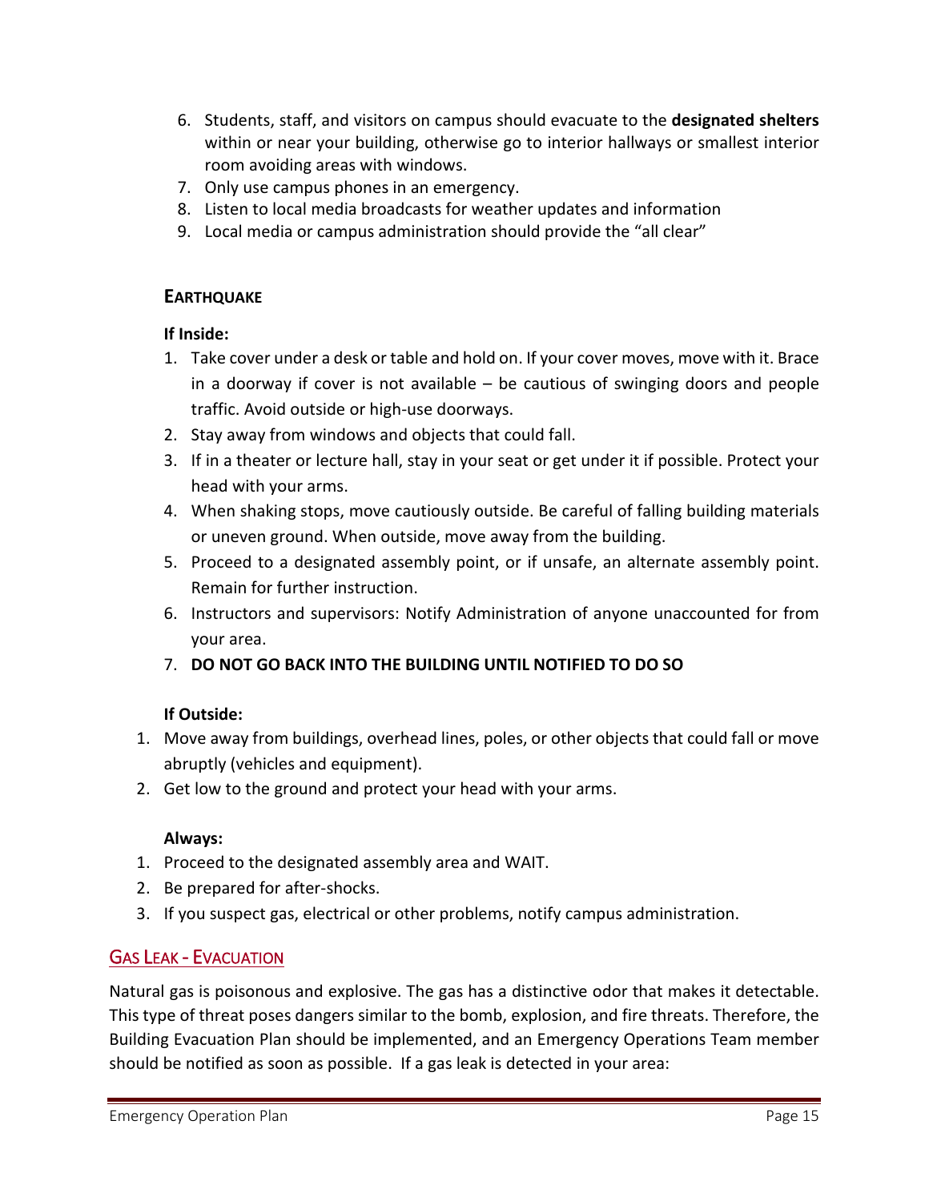6. Students, staff, and visitors on campus should evacuate to the **designated shelters** within or near your building, otherwise go to interior hallways or smallest interior room avoiding areas with windows.
7. Only use campus phones in an emergency.
8. Listen to local media broadcasts for weather updates and information
9. Local media or campus administration should provide the "all clear"

### EARTHQUAKE

**If Inside:**

1. Take cover under a desk or table and hold on. If your cover moves, move with it. Brace in a doorway if cover is not available – be cautious of swinging doors and people traffic. Avoid outside or high-use doorways.
2. Stay away from windows and objects that could fall.
3. If in a theater or lecture hall, stay in your seat or get under it if possible. Protect your head with your arms.
4. When shaking stops, move cautiously outside. Be careful of falling building materials or uneven ground. When outside, move away from the building.
5. Proceed to a designated assembly point, or if unsafe, an alternate assembly point. Remain for further instruction.
6. Instructors and supervisors: Notify Administration of anyone unaccounted for from your area.
7. **DO NOT GO BACK INTO THE BUILDING UNTIL NOTIFIED TO DO SO**

**If Outside:**

1. Move away from buildings, overhead lines, poles, or other objects that could fall or move abruptly (vehicles and equipment).
2. Get low to the ground and protect your head with your arms.

**Always:**

1. Proceed to the designated assembly area and WAIT.
2. Be prepared for after-shocks.
3. If you suspect gas, electrical or other problems, notify campus administration.

## GAS LEAK - EVACUATION

Natural gas is poisonous and explosive. The gas has a distinctive odor that makes it detectable. This type of threat poses dangers similar to the bomb, explosion, and fire threats. Therefore, the Building Evacuation Plan should be implemented, and an Emergency Operations Team member should be notified as soon as possible. If a gas leak is detected in your area: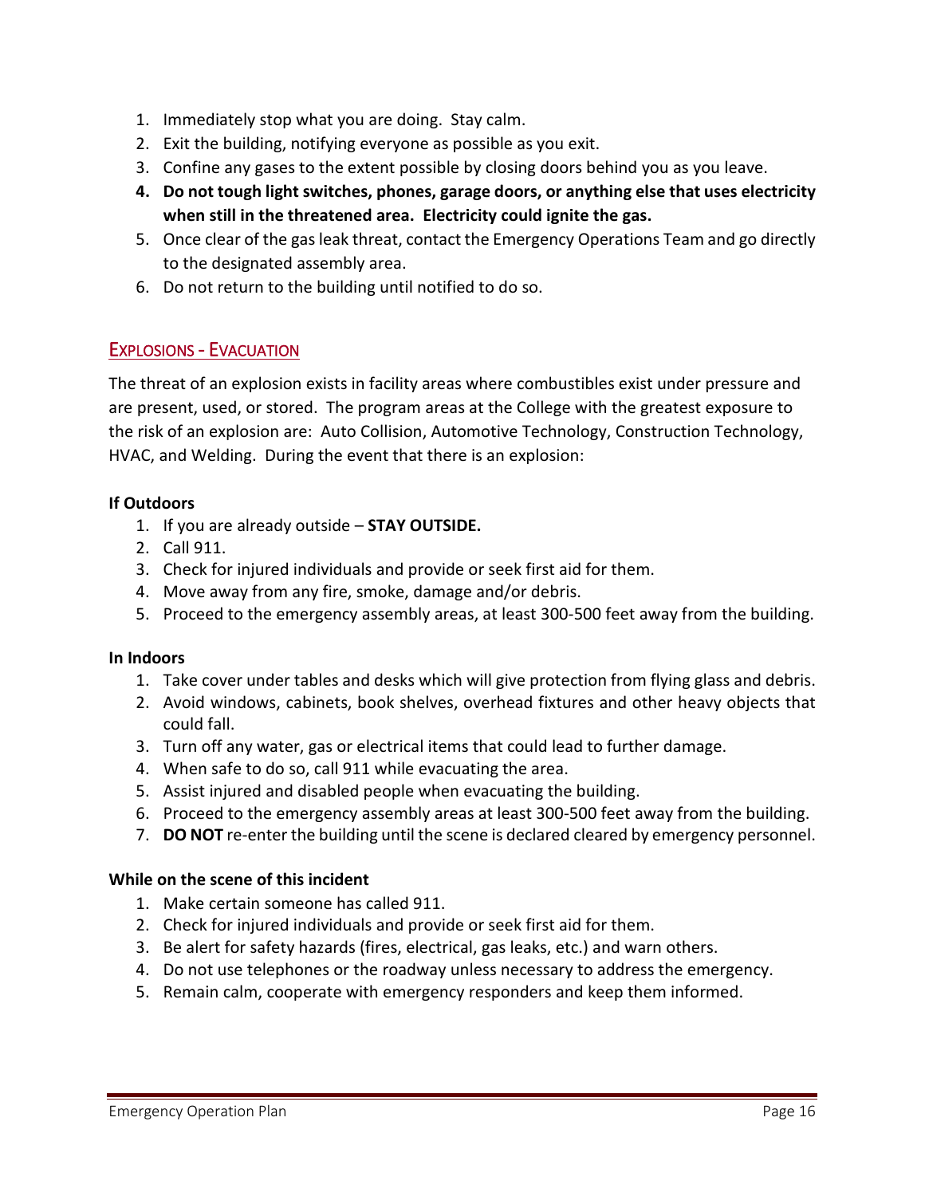1. Immediately stop what you are doing. Stay calm.
2. Exit the building, notifying everyone as possible as you exit.
3. Confine any gases to the extent possible by closing doors behind you as you leave.
4. **Do not tough light switches, phones, garage doors, or anything else that uses electricity when still in the threatened area. Electricity could ignite the gas.**
5. Once clear of the gas leak threat, contact the Emergency Operations Team and go directly to the designated assembly area.
6. Do not return to the building until notified to do so.

## Explosions - Evacuation

The threat of an explosion exists in facility areas where combustibles exist under pressure and are present, used, or stored. The program areas at the College with the greatest exposure to the risk of an explosion are: Auto Collision, Automotive Technology, Construction Technology, HVAC, and Welding. During the event that there is an explosion:

**If Outdoors**

1. If you are already outside – **STAY OUTSIDE.**
2. Call 911.
3. Check for injured individuals and provide or seek first aid for them.
4. Move away from any fire, smoke, damage and/or debris.
5. Proceed to the emergency assembly areas, at least 300-500 feet away from the building.

**In Indoors**

1. Take cover under tables and desks which will give protection from flying glass and debris.
2. Avoid windows, cabinets, book shelves, overhead fixtures and other heavy objects that could fall.
3. Turn off any water, gas or electrical items that could lead to further damage.
4. When safe to do so, call 911 while evacuating the area.
5. Assist injured and disabled people when evacuating the building.
6. Proceed to the emergency assembly areas at least 300-500 feet away from the building.
7. **DO NOT** re-enter the building until the scene is declared cleared by emergency personnel.

**While on the scene of this incident**

1. Make certain someone has called 911.
2. Check for injured individuals and provide or seek first aid for them.
3. Be alert for safety hazards (fires, electrical, gas leaks, etc.) and warn others.
4. Do not use telephones or the roadway unless necessary to address the emergency.
5. Remain calm, cooperate with emergency responders and keep them informed.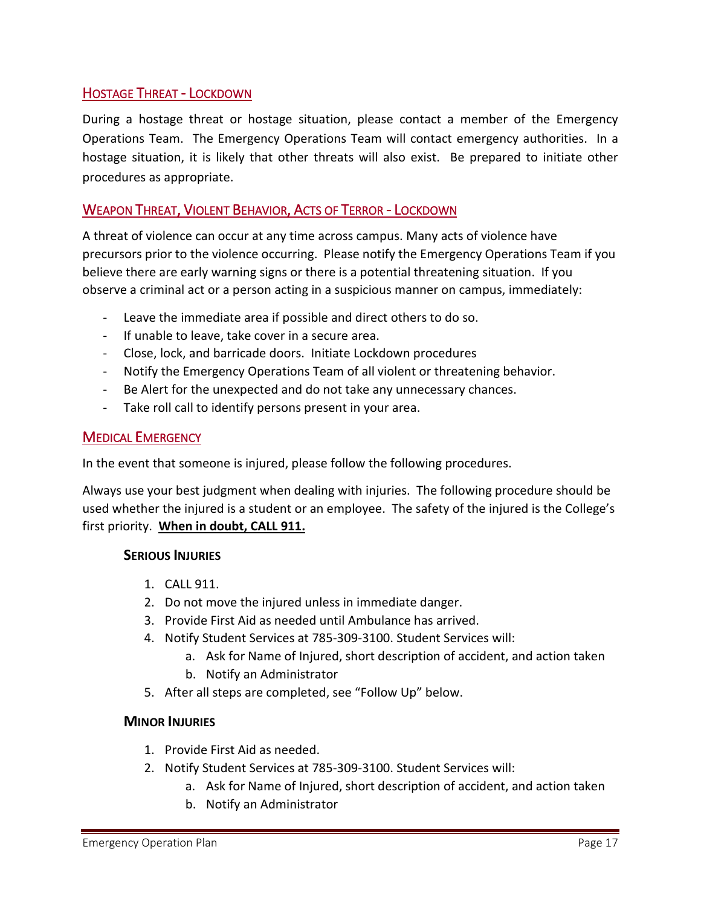## Hostage Threat - Lockdown

During a hostage threat or hostage situation, please contact a member of the Emergency Operations Team. The Emergency Operations Team will contact emergency authorities. In a hostage situation, it is likely that other threats will also exist. Be prepared to initiate other procedures as appropriate.

## Weapon Threat, Violent Behavior, Acts of Terror - Lockdown

A threat of violence can occur at any time across campus. Many acts of violence have precursors prior to the violence occurring. Please notify the Emergency Operations Team if you believe there are early warning signs or there is a potential threatening situation. If you observe a criminal act or a person acting in a suspicious manner on campus, immediately:

- Leave the immediate area if possible and direct others to do so.
- If unable to leave, take cover in a secure area.
- Close, lock, and barricade doors. Initiate Lockdown procedures
- Notify the Emergency Operations Team of all violent or threatening behavior.
- Be Alert for the unexpected and do not take any unnecessary chances.
- Take roll call to identify persons present in your area.

## Medical Emergency

In the event that someone is injured, please follow the following procedures.

Always use your best judgment when dealing with injuries. The following procedure should be used whether the injured is a student or an employee. The safety of the injured is the College's first priority. **When in doubt, CALL 911.**

### Serious Injuries

1. CALL 911.
2. Do not move the injured unless in immediate danger.
3. Provide First Aid as needed until Ambulance has arrived.
4. Notify Student Services at 785-309-3100. Student Services will:
   a. Ask for Name of Injured, short description of accident, and action taken
   b. Notify an Administrator
5. After all steps are completed, see "Follow Up" below.

### Minor Injuries

1. Provide First Aid as needed.
2. Notify Student Services at 785-309-3100. Student Services will:
   a. Ask for Name of Injured, short description of accident, and action taken
   b. Notify an Administrator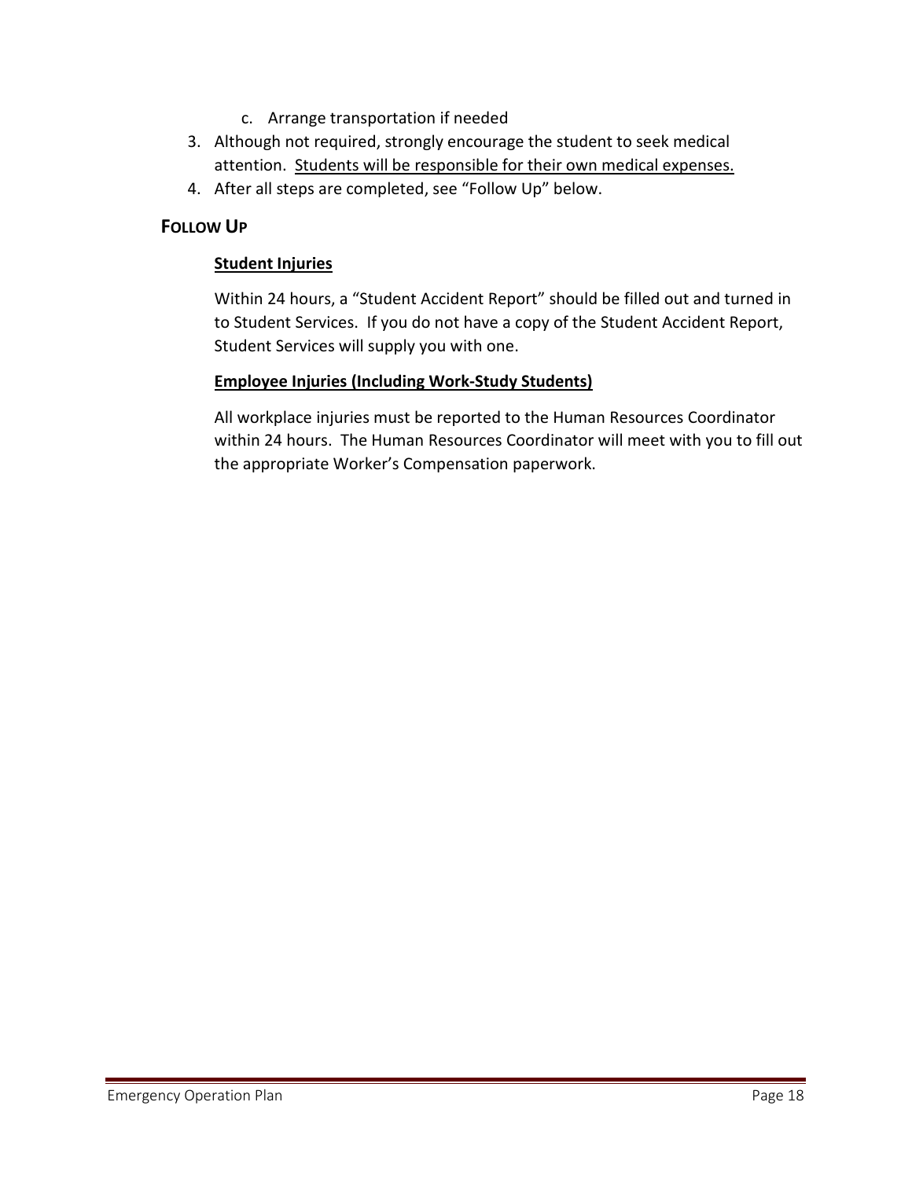c. Arrange transportation if needed

3. Although not required, strongly encourage the student to seek medical attention. <u>Students will be responsible for their own medical expenses.</u>
4. After all steps are completed, see "Follow Up" below.

## FOLLOW UP

### <u>Student Injuries</u>

Within 24 hours, a "Student Accident Report" should be filled out and turned in to Student Services. If you do not have a copy of the Student Accident Report, Student Services will supply you with one.

### <u>Employee Injuries (Including Work-Study Students)</u>

All workplace injuries must be reported to the Human Resources Coordinator within 24 hours. The Human Resources Coordinator will meet with you to fill out the appropriate Worker's Compensation paperwork.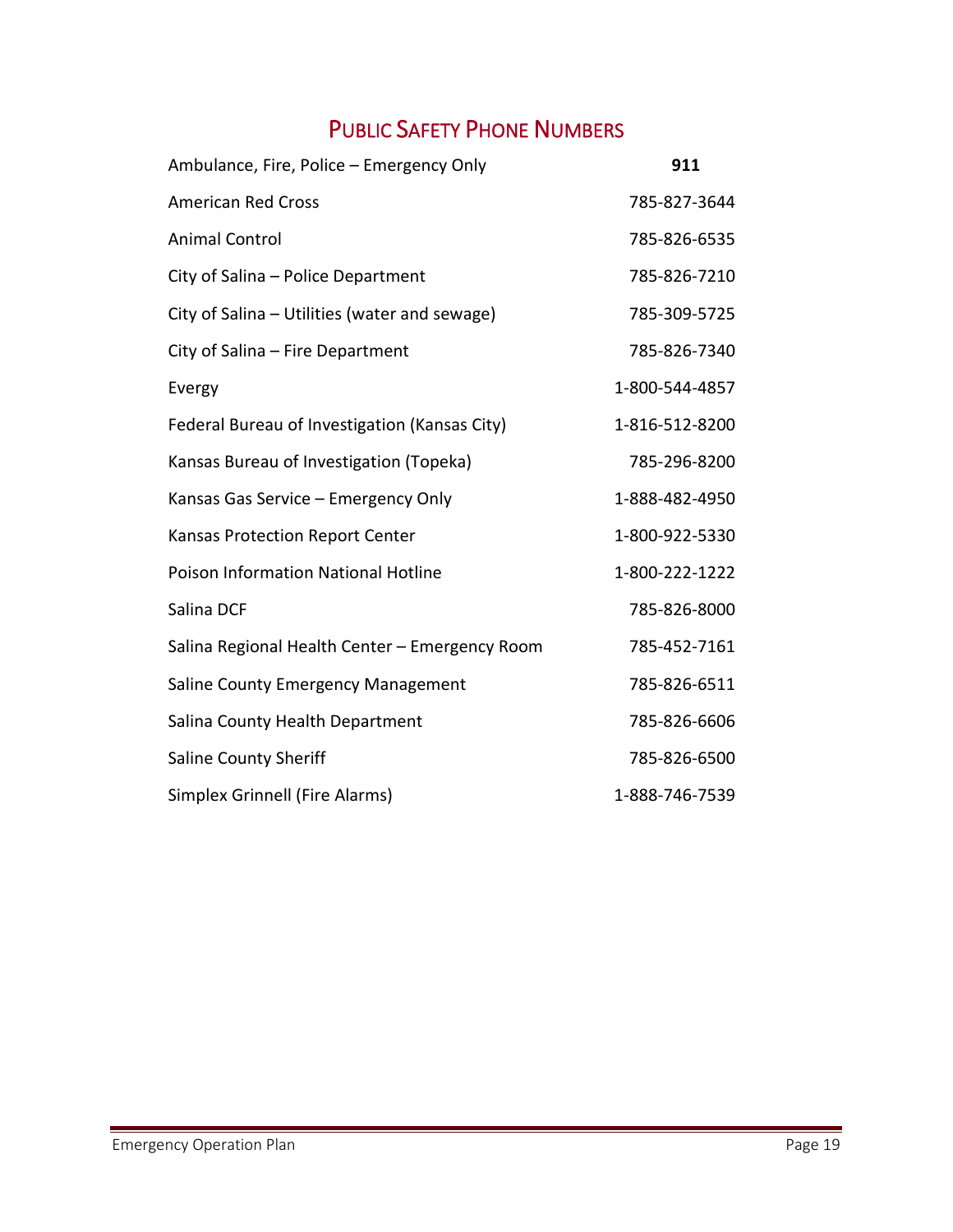## Public Safety Phone Numbers

| | |
|---|---|
| Ambulance, Fire, Police – Emergency Only | **911** |
| American Red Cross | 785-827-3644 |
| Animal Control | 785-826-6535 |
| City of Salina – Police Department | 785-826-7210 |
| City of Salina – Utilities (water and sewage) | 785-309-5725 |
| City of Salina – Fire Department | 785-826-7340 |
| Evergy | 1-800-544-4857 |
| Federal Bureau of Investigation (Kansas City) | 1-816-512-8200 |
| Kansas Bureau of Investigation (Topeka) | 785-296-8200 |
| Kansas Gas Service – Emergency Only | 1-888-482-4950 |
| Kansas Protection Report Center | 1-800-922-5330 |
| Poison Information National Hotline | 1-800-222-1222 |
| Salina DCF | 785-826-8000 |
| Salina Regional Health Center – Emergency Room | 785-452-7161 |
| Saline County Emergency Management | 785-826-6511 |
| Salina County Health Department | 785-826-6606 |
| Saline County Sheriff | 785-826-6500 |
| Simplex Grinnell (Fire Alarms) | 1-888-746-7539 |